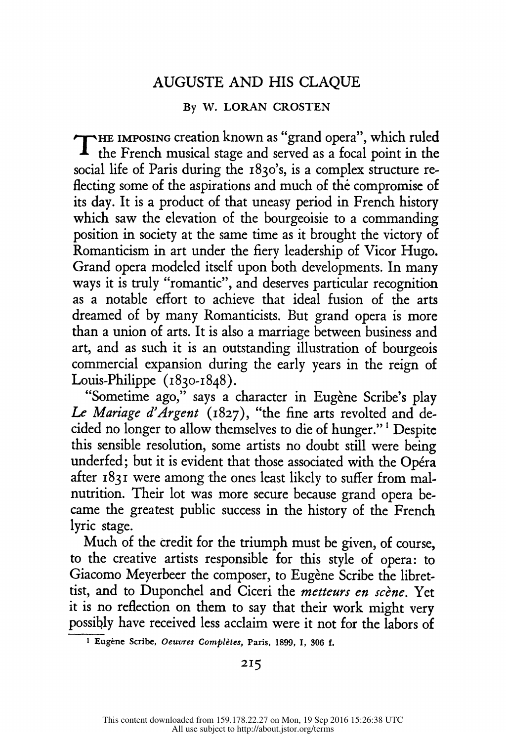# AUGUSTE AND HIS CLAQUE

By W. LORAN CROSTEN

THE IMPOSING creation known as "grand opera", which ruled the French musical stage and served as a focal point in the social life of Paris during the 1830's, is a complex structure reflecting some of the aspirations and much of the compromise of its day. It is a product of that uneasy period in French history which saw the elevation of the bourgeoisie to a commanding position in society at the same time as it brought the victory of Romanticism in art under the fiery leadership of Vicor Hugo. Grand opera modeled itself upon both developments. In many ways it is truly "romantic", and deserves particular recognition as a notable effort to achieve that ideal fusion of the arts dreamed of by many Romanticists. But grand opera is more than a union of arts. It is also a marriage between business and art, and as such it is an outstanding illustration of bourgeois commercial expansion during the early years in the reign of Louis-Philippe (1830-1848).

"Sometime ago," says a character in Eugène Scribe's play *Le Mariage d'Argent* (1827), "the fine arts revolted and decided no longer to allow themselves to die of hunger."[1] Despite this sensible resolution, some artists no doubt still were being underfed; but it is evident that those associated with the Opéra after 1831 were among the ones least likely to suffer from malnutrition. Their lot was more secure because grand opera became the greatest public success in the history of the French lyric stage.

Much of the credit for the triumph must be given, of course, to the creative artists responsible for this style of opera: to Giacomo Meyerbeer the composer, to Eugène Scribe the librettist, and to Duponchel and Ciceri the *metteurs en scène*. Yet it is no reflection on them to say that their work might very possibly have received less acclaim were it not for the labors of

[1] Eugène Scribe, *Oeuvres Complètes*, Paris, 1899, I, 306 f.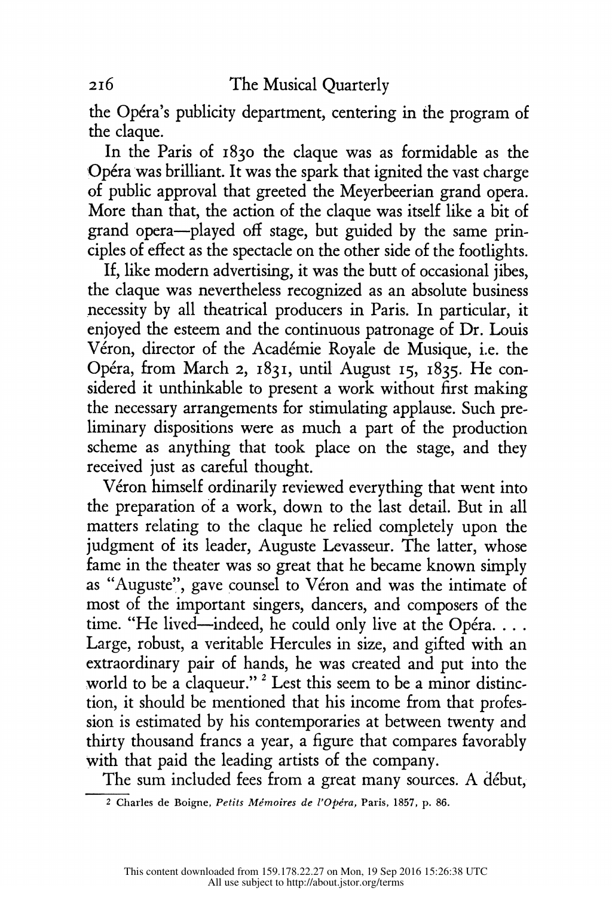the Opéra's publicity department, centering in the program of the claque.

In the Paris of 1830 the claque was as formidable as the Opéra was brilliant. It was the spark that ignited the vast charge of public approval that greeted the Meyerbeerian grand opera. More than that, the action of the claque was itself like a bit of grand opera—played off stage, but guided by the same principles of effect as the spectacle on the other side of the footlights.

If, like modern advertising, it was the butt of occasional jibes, the claque was nevertheless recognized as an absolute business necessity by all theatrical producers in Paris. In particular, it enjoyed the esteem and the continuous patronage of Dr. Louis Véron, director of the Académie Royale de Musique, i.e. the Opéra, from March 2, 1831, until August 15, 1835. He considered it unthinkable to present a work without first making the necessary arrangements for stimulating applause. Such preliminary dispositions were as much a part of the production scheme as anything that took place on the stage, and they received just as careful thought.

Véron himself ordinarily reviewed everything that went into the preparation of a work, down to the last detail. But in all matters relating to the claque he relied completely upon the judgment of its leader, Auguste Levasseur. The latter, whose fame in the theater was so great that he became known simply as "Auguste", gave counsel to Véron and was the intimate of most of the important singers, dancers, and composers of the time. "He lived—indeed, he could only live at the Opéra. . . . Large, robust, a veritable Hercules in size, and gifted with an extraordinary pair of hands, he was created and put into the world to be a claqueur." [2] Lest this seem to be a minor distinction, it should be mentioned that his income from that profession is estimated by his contemporaries at between twenty and thirty thousand francs a year, a figure that compares favorably with that paid the leading artists of the company.

The sum included fees from a great many sources. A début,

[2] Charles de Boigne, *Petits Mémoires de l'Opéra*, Paris, 1857, p. 86.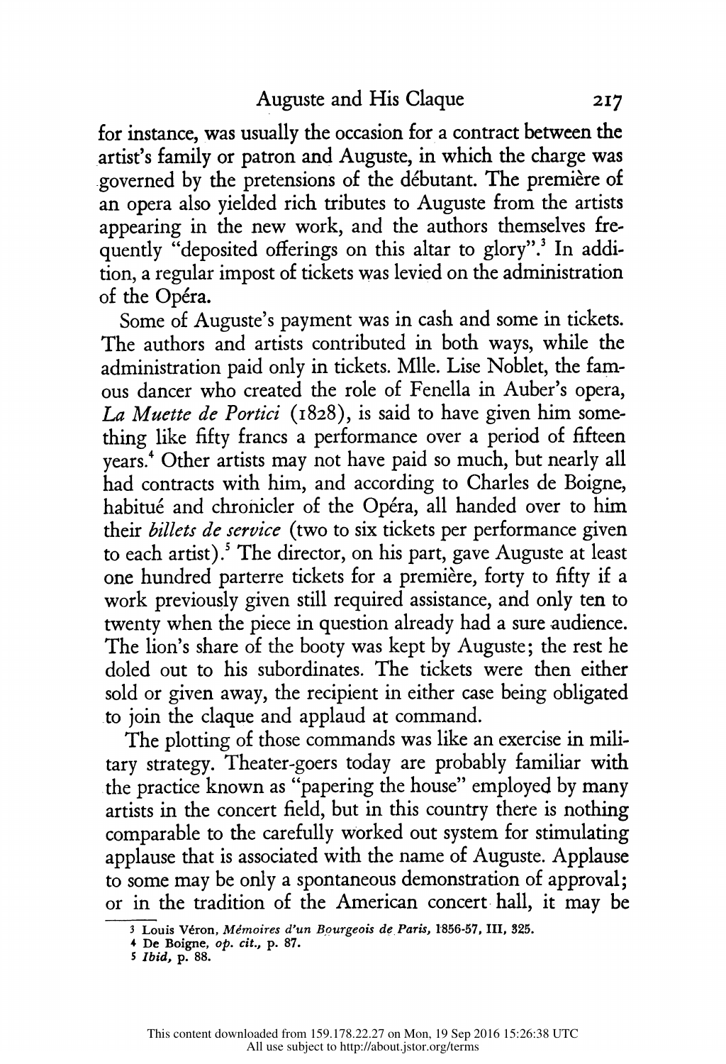for instance, was usually the occasion for a contract between the artist's family or patron and Auguste, in which the charge was governed by the pretensions of the débutant. The première of an opera also yielded rich tributes to Auguste from the artists appearing in the new work, and the authors themselves frequently "deposited offerings on this altar to glory".[3] In addition, a regular impost of tickets was levied on the administration of the Opéra.

Some of Auguste's payment was in cash and some in tickets. The authors and artists contributed in both ways, while the administration paid only in tickets. Mlle. Lise Noblet, the famous dancer who created the role of Fenella in Auber's opera, *La Muette de Portici* (1828), is said to have given him something like fifty francs a performance over a period of fifteen years.[4] Other artists may not have paid so much, but nearly all had contracts with him, and according to Charles de Boigne, habitué and chronicler of the Opéra, all handed over to him their *billets de service* (two to six tickets per performance given to each artist).[5] The director, on his part, gave Auguste at least one hundred parterre tickets for a première, forty to fifty if a work previously given still required assistance, and only ten to twenty when the piece in question already had a sure audience. The lion's share of the booty was kept by Auguste; the rest he doled out to his subordinates. The tickets were then either sold or given away, the recipient in either case being obligated to join the claque and applaud at command.

The plotting of those commands was like an exercise in military strategy. Theater-goers today are probably familiar with the practice known as "papering the house" employed by many artists in the concert field, but in this country there is nothing comparable to the carefully worked out system for stimulating applause that is associated with the name of Auguste. Applause to some may be only a spontaneous demonstration of approval; or in the tradition of the American concert hall, it may be

---

[3] Louis Véron, *Mémoires d'un Bourgeois de Paris*, 1856-57, III, 325.

[4] De Boigne, *op. cit.*, p. 87.

[5] *Ibid*, p. 88.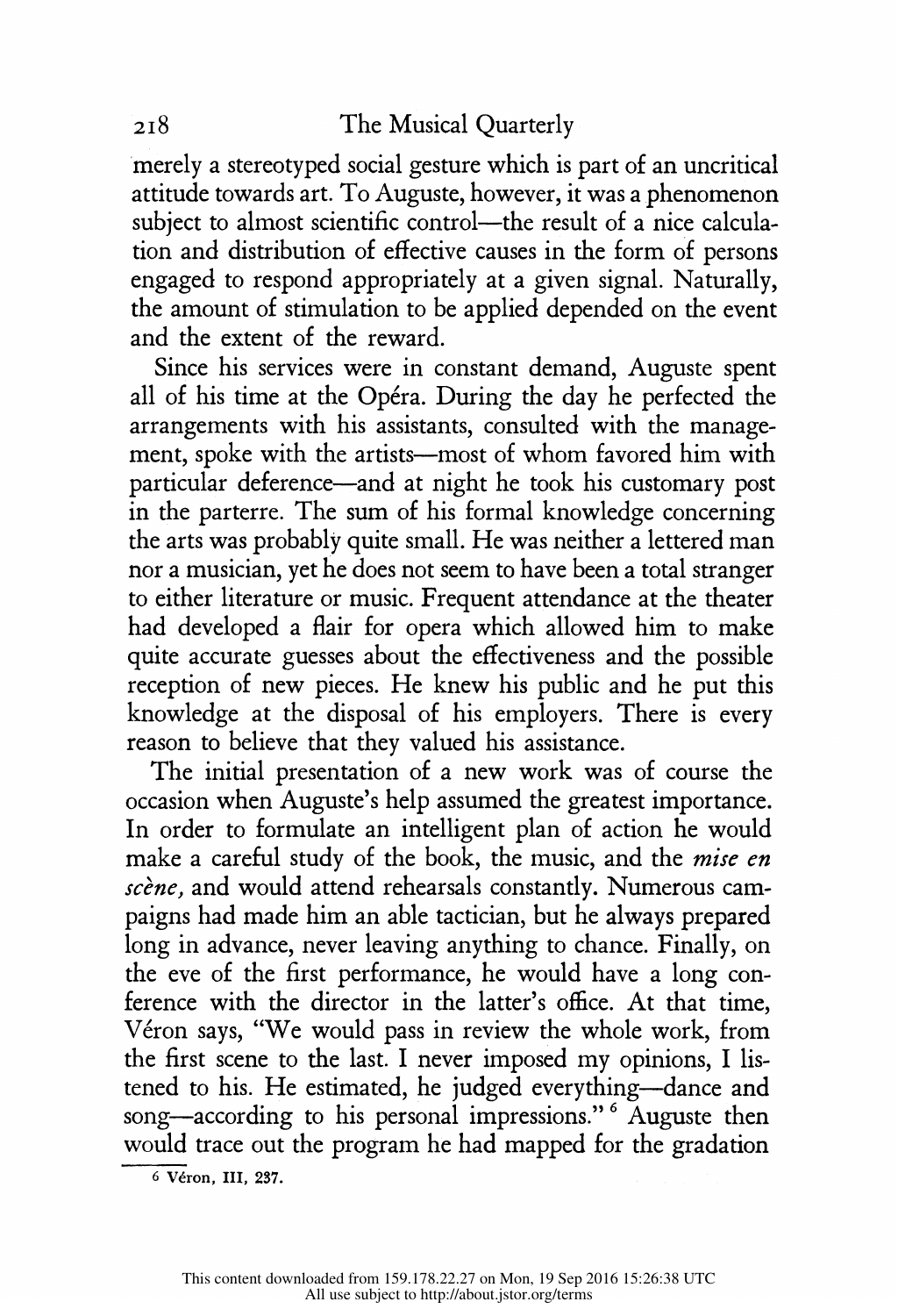merely a stereotyped social gesture which is part of an uncritical attitude towards art. To Auguste, however, it was a phenomenon subject to almost scientific control—the result of a nice calculation and distribution of effective causes in the form of persons engaged to respond appropriately at a given signal. Naturally, the amount of stimulation to be applied depended on the event and the extent of the reward.

Since his services were in constant demand, Auguste spent all of his time at the Opéra. During the day he perfected the arrangements with his assistants, consulted with the management, spoke with the artists—most of whom favored him with particular deference—and at night he took his customary post in the parterre. The sum of his formal knowledge concerning the arts was probably quite small. He was neither a lettered man nor a musician, yet he does not seem to have been a total stranger to either literature or music. Frequent attendance at the theater had developed a flair for opera which allowed him to make quite accurate guesses about the effectiveness and the possible reception of new pieces. He knew his public and he put this knowledge at the disposal of his employers. There is every reason to believe that they valued his assistance.

The initial presentation of a new work was of course the occasion when Auguste's help assumed the greatest importance. In order to formulate an intelligent plan of action he would make a careful study of the book, the music, and the *mise en scène,* and would attend rehearsals constantly. Numerous campaigns had made him an able tactician, but he always prepared long in advance, never leaving anything to chance. Finally, on the eve of the first performance, he would have a long conference with the director in the latter's office. At that time, Véron says, "We would pass in review the whole work, from the first scene to the last. I never imposed my opinions, I listened to his. He estimated, he judged everything—dance and song—according to his personal impressions." [6] Auguste then would trace out the program he had mapped for the gradation

[6] Véron, III, 237.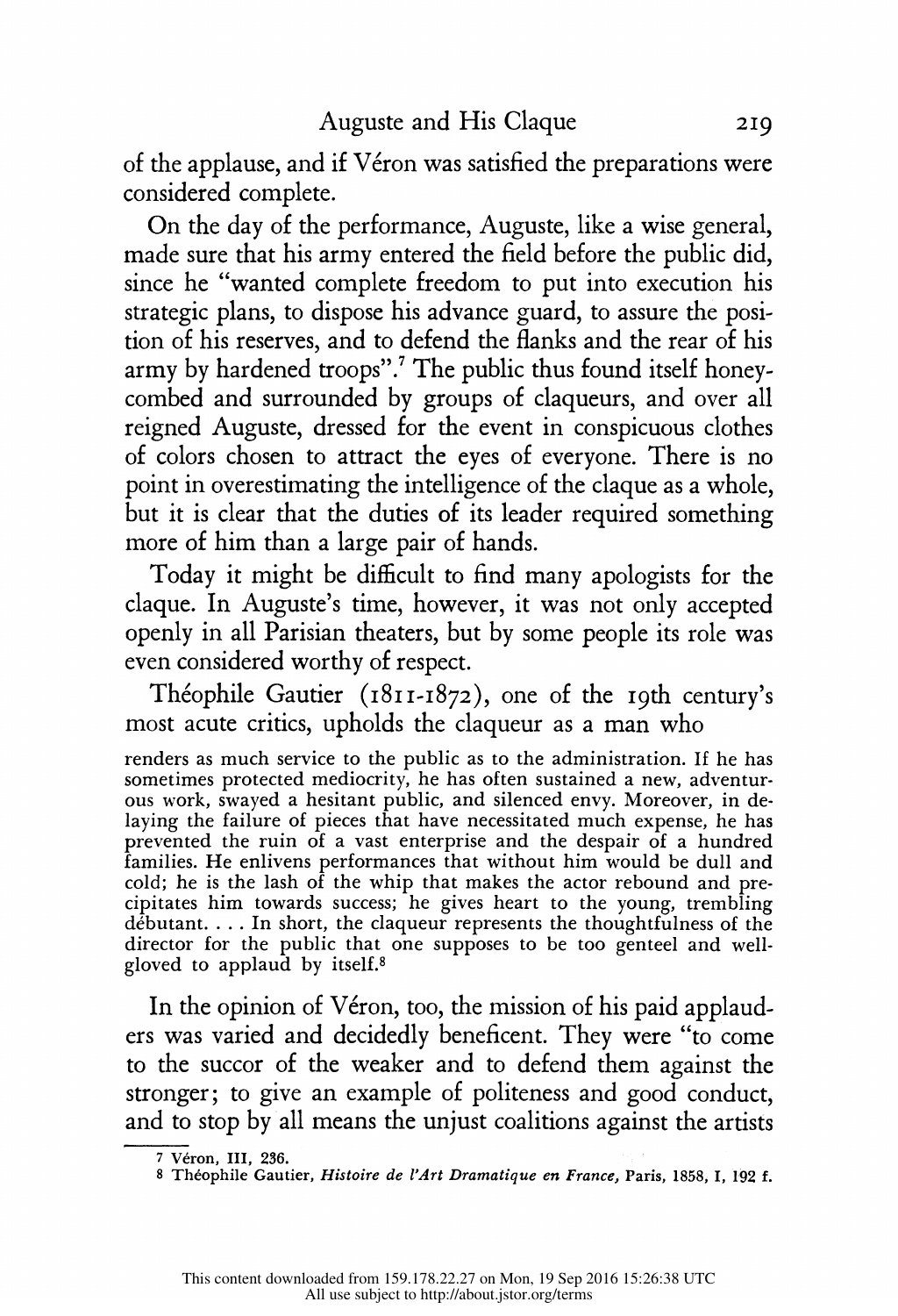of the applause, and if Véron was satisfied the preparations were considered complete.

On the day of the performance, Auguste, like a wise general, made sure that his army entered the field before the public did, since he "wanted complete freedom to put into execution his strategic plans, to dispose his advance guard, to assure the position of his reserves, and to defend the flanks and the rear of his army by hardened troops".[7] The public thus found itself honeycombed and surrounded by groups of claqueurs, and over all reigned Auguste, dressed for the event in conspicuous clothes of colors chosen to attract the eyes of everyone. There is no point in overestimating the intelligence of the claque as a whole, but it is clear that the duties of its leader required something more of him than a large pair of hands.

Today it might be difficult to find many apologists for the claque. In Auguste's time, however, it was not only accepted openly in all Parisian theaters, but by some people its role was even considered worthy of respect.

Théophile Gautier (1811-1872), one of the 19th century's most acute critics, upholds the claqueur as a man who

> renders as much service to the public as to the administration. If he has sometimes protected mediocrity, he has often sustained a new, adventurous work, swayed a hesitant public, and silenced envy. Moreover, in delaying the failure of pieces that have necessitated much expense, he has prevented the ruin of a vast enterprise and the despair of a hundred families. He enlivens performances that without him would be dull and cold; he is the lash of the whip that makes the actor rebound and precipitates him towards success; he gives heart to the young, trembling débutant. . . . In short, the claqueur represents the thoughtfulness of the director for the public that one supposes to be too genteel and well-gloved to applaud by itself.[8]

In the opinion of Véron, too, the mission of his paid applauders was varied and decidedly beneficent. They were "to come to the succor of the weaker and to defend them against the stronger; to give an example of politeness and good conduct, and to stop by all means the unjust coalitions against the artists

---

7 Véron, III, 236.

8 Théophile Gautier, *Histoire de l'Art Dramatique en France*, Paris, 1858, I, 192 f.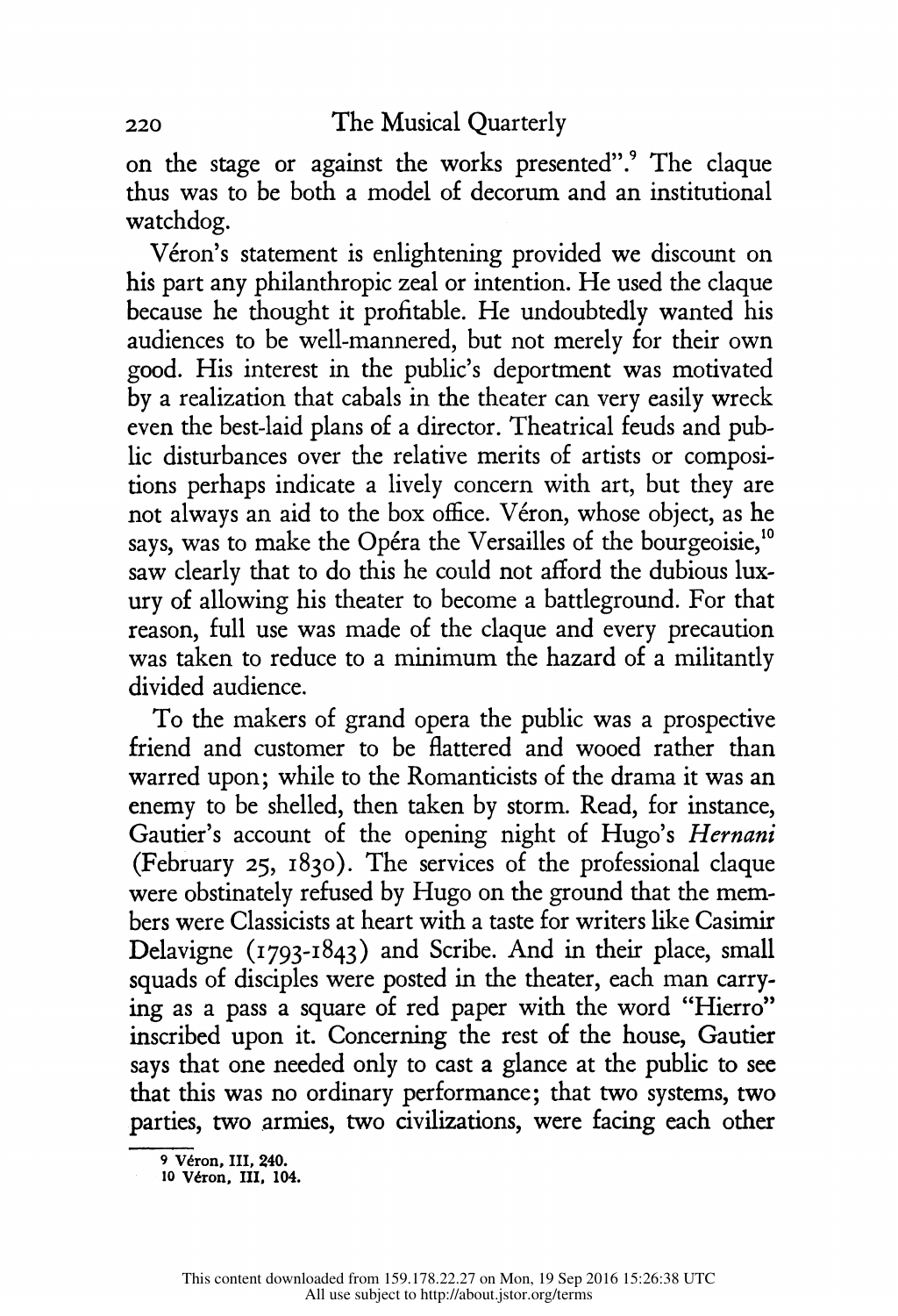on the stage or against the works presented".[9] The claque thus was to be both a model of decorum and an institutional watchdog.

Véron's statement is enlightening provided we discount on his part any philanthropic zeal or intention. He used the claque because he thought it profitable. He undoubtedly wanted his audiences to be well-mannered, but not merely for their own good. His interest in the public's deportment was motivated by a realization that cabals in the theater can very easily wreck even the best-laid plans of a director. Theatrical feuds and public disturbances over the relative merits of artists or compositions perhaps indicate a lively concern with art, but they are not always an aid to the box office. Véron, whose object, as he says, was to make the Opéra the Versailles of the bourgeoisie,[10] saw clearly that to do this he could not afford the dubious luxury of allowing his theater to become a battleground. For that reason, full use was made of the claque and every precaution was taken to reduce to a minimum the hazard of a militantly divided audience.

To the makers of grand opera the public was a prospective friend and customer to be flattered and wooed rather than warred upon; while to the Romanticists of the drama it was an enemy to be shelled, then taken by storm. Read, for instance, Gautier's account of the opening night of Hugo's *Hernani* (February 25, 1830). The services of the professional claque were obstinately refused by Hugo on the ground that the members were Classicists at heart with a taste for writers like Casimir Delavigne (1793-1843) and Scribe. And in their place, small squads of disciples were posted in the theater, each man carrying as a pass a square of red paper with the word "Hierro" inscribed upon it. Concerning the rest of the house, Gautier says that one needed only to cast a glance at the public to see that this was no ordinary performance; that two systems, two parties, two armies, two civilizations, were facing each other

9 Véron, III, 240.

10 Véron, III, 104.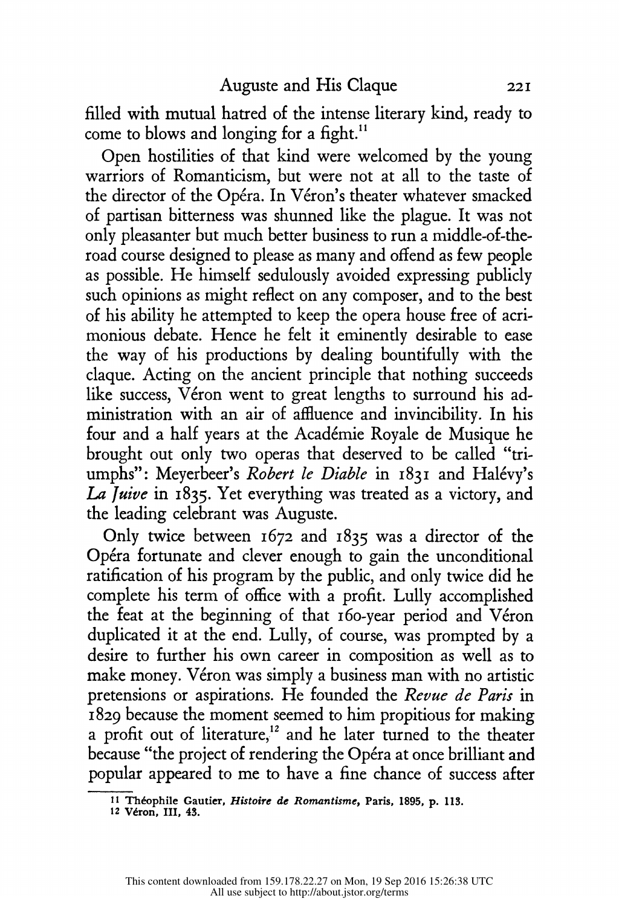filled with mutual hatred of the intense literary kind, ready to come to blows and longing for a fight.[11]

Open hostilities of that kind were welcomed by the young warriors of Romanticism, but were not at all to the taste of the director of the Opéra. In Véron's theater whatever smacked of partisan bitterness was shunned like the plague. It was not only pleasanter but much better business to run a middle-of-the-road course designed to please as many and offend as few people as possible. He himself sedulously avoided expressing publicly such opinions as might reflect on any composer, and to the best of his ability he attempted to keep the opera house free of acrimonious debate. Hence he felt it eminently desirable to ease the way of his productions by dealing bountifully with the claque. Acting on the ancient principle that nothing succeeds like success, Véron went to great lengths to surround his administration with an air of affluence and invincibility. In his four and a half years at the Académie Royale de Musique he brought out only two operas that deserved to be called "triumphs": Meyerbeer's *Robert le Diable* in 1831 and Halévy's *La Juive* in 1835. Yet everything was treated as a victory, and the leading celebrant was Auguste.

Only twice between 1672 and 1835 was a director of the Opéra fortunate and clever enough to gain the unconditional ratification of his program by the public, and only twice did he complete his term of office with a profit. Lully accomplished the feat at the beginning of that 160-year period and Véron duplicated it at the end. Lully, of course, was prompted by a desire to further his own career in composition as well as to make money. Véron was simply a business man with no artistic pretensions or aspirations. He founded the *Revue de Paris* in 1829 because the moment seemed to him propitious for making a profit out of literature,[12] and he later turned to the theater because "the project of rendering the Opéra at once brilliant and popular appeared to me to have a fine chance of success after

---

[11] Théophile Gautier, *Histoire de Romantisme*, Paris, 1895, p. 113.

[12] Véron, III, 43.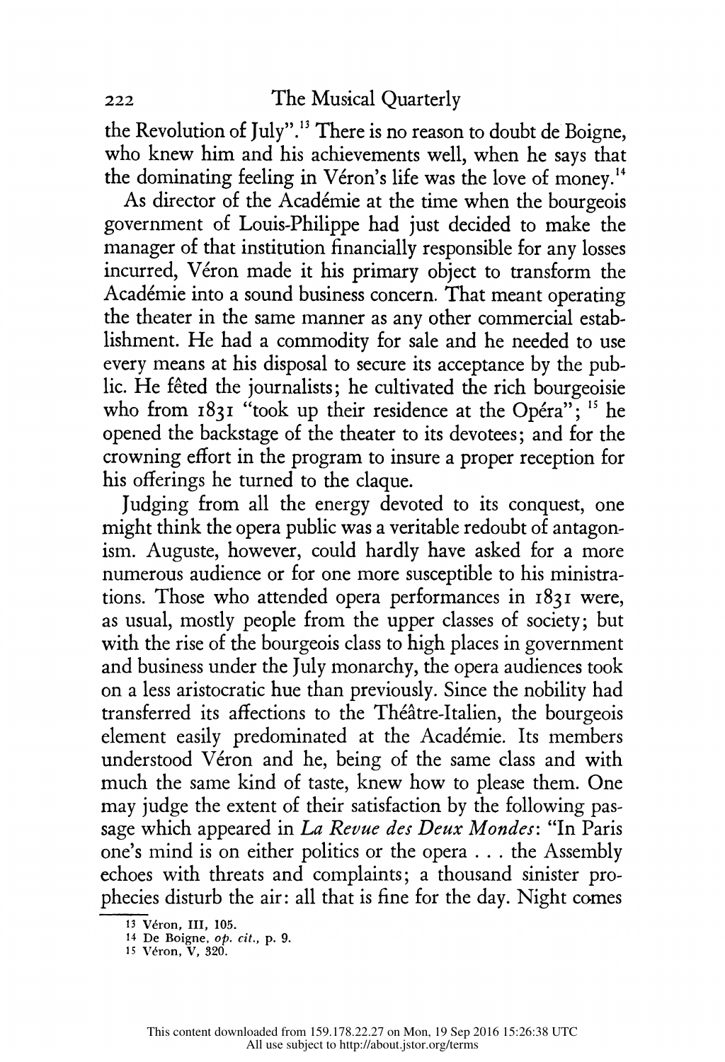the Revolution of July".[13] There is no reason to doubt de Boigne, who knew him and his achievements well, when he says that the dominating feeling in Véron's life was the love of money.[14]

As director of the Académie at the time when the bourgeois government of Louis-Philippe had just decided to make the manager of that institution financially responsible for any losses incurred, Véron made it his primary object to transform the Académie into a sound business concern. That meant operating the theater in the same manner as any other commercial establishment. He had a commodity for sale and he needed to use every means at his disposal to secure its acceptance by the public. He fêted the journalists; he cultivated the rich bourgeoisie who from 1831 "took up their residence at the Opéra"; [15] he opened the backstage of the theater to its devotees; and for the crowning effort in the program to insure a proper reception for his offerings he turned to the claque.

Judging from all the energy devoted to its conquest, one might think the opera public was a veritable redoubt of antagonism. Auguste, however, could hardly have asked for a more numerous audience or for one more susceptible to his ministrations. Those who attended opera performances in 1831 were, as usual, mostly people from the upper classes of society; but with the rise of the bourgeois class to high places in government and business under the July monarchy, the opera audiences took on a less aristocratic hue than previously. Since the nobility had transferred its affections to the Théâtre-Italien, the bourgeois element easily predominated at the Académie. Its members understood Véron and he, being of the same class and with much the same kind of taste, knew how to please them. One may judge the extent of their satisfaction by the following passage which appeared in *La Revue des Deux Mondes*: "In Paris one's mind is on either politics or the opera . . . the Assembly echoes with threats and complaints; a thousand sinister prophecies disturb the air: all that is fine for the day. Night comes

---

[13] Véron, III, 105.

[14] De Boigne, *op. cit.*, p. 9.

[15] Véron, V, 320.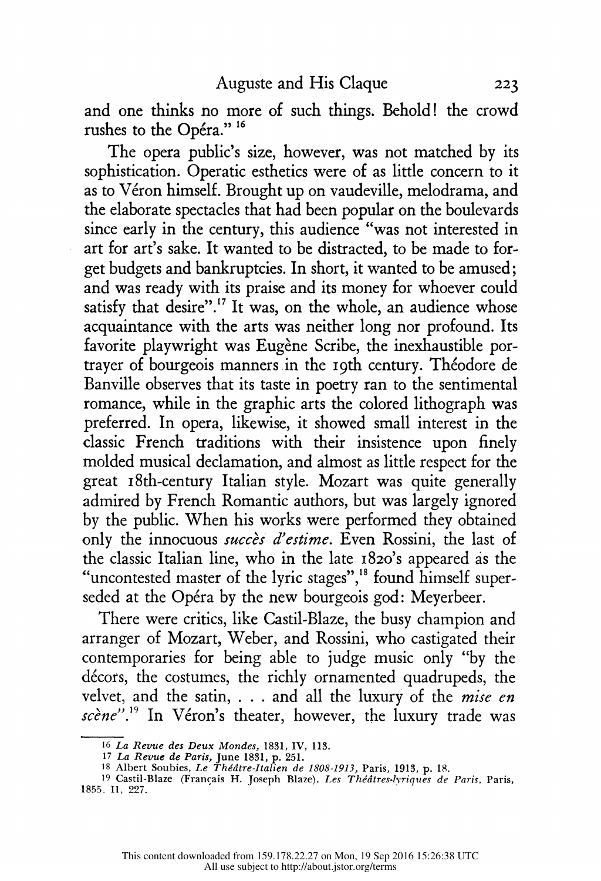and one thinks no more of such things. Behold! the crowd rushes to the Opéra." [16]

The opera public's size, however, was not matched by its sophistication. Operatic esthetics were of as little concern to it as to Véron himself. Brought up on vaudeville, melodrama, and the elaborate spectacles that had been popular on the boulevards since early in the century, this audience "was not interested in art for art's sake. It wanted to be distracted, to be made to forget budgets and bankruptcies. In short, it wanted to be amused; and was ready with its praise and its money for whoever could satisfy that desire". [17] It was, on the whole, an audience whose acquaintance with the arts was neither long nor profound. Its favorite playwright was Eugène Scribe, the inexhaustible portrayer of bourgeois manners in the 19th century. Théodore de Banville observes that its taste in poetry ran to the sentimental romance, while in the graphic arts the colored lithograph was preferred. In opera, likewise, it showed small interest in the classic French traditions with their insistence upon finely molded musical declamation, and almost as little respect for the great 18th-century Italian style. Mozart was quite generally admired by French Romantic authors, but was largely ignored by the public. When his works were performed they obtained only the innocuous *succès d'estime*. Even Rossini, the last of the classic Italian line, who in the late 1820's appeared as the "uncontested master of the lyric stages", [18] found himself superseded at the Opéra by the new bourgeois god: Meyerbeer.

There were critics, like Castil-Blaze, the busy champion and arranger of Mozart, Weber, and Rossini, who castigated their contemporaries for being able to judge music only "by the décors, the costumes, the richly ornamented quadrupeds, the velvet, and the satin, . . . and all the luxury of the *mise en scène*". [19] In Véron's theater, however, the luxury trade was

---

16 *La Revue des Deux Mondes*, 1831, IV, 113.

17 *La Revue de Paris*, June 1831, p. 251.

18 Albert Soubies, *Le Théâtre-Italien de 1808-1913*, Paris, 1913, p. 18.

19 Castil-Blaze (Françis H. Joseph Blaze), *Les Théâtres-lyriques de Paris*, Paris, 1855, II, 227.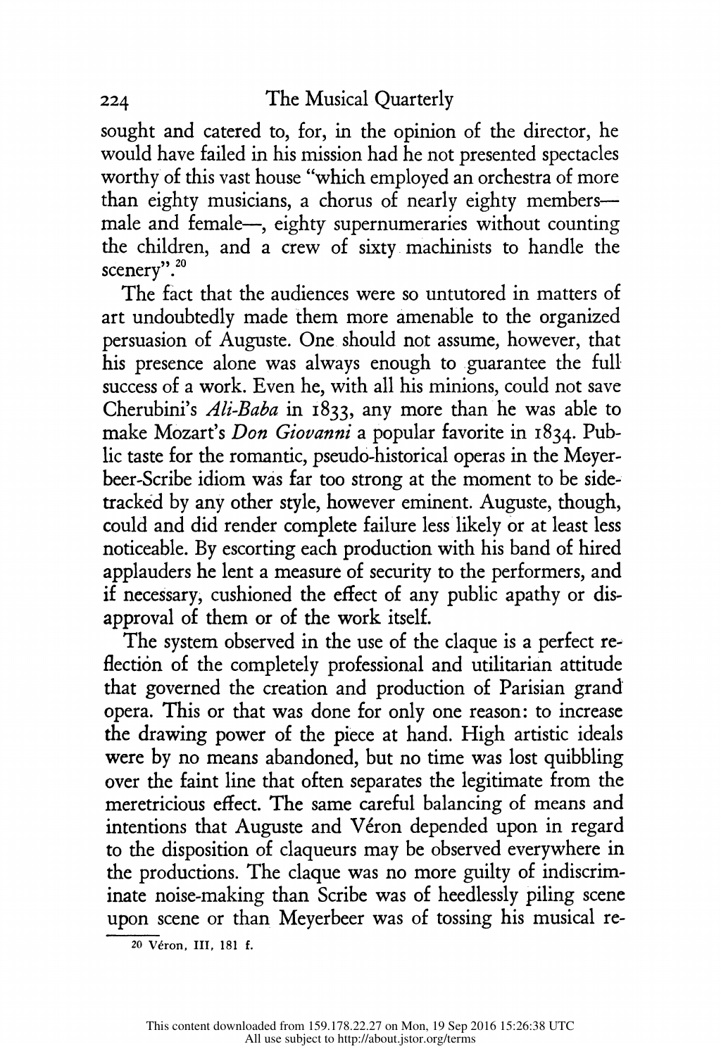sought and catered to, for, in the opinion of the director, he would have failed in his mission had he not presented spectacles worthy of this vast house "which employed an orchestra of more than eighty musicians, a chorus of nearly eighty members—male and female—, eighty supernumeraries without counting the children, and a crew of sixty machinists to handle the scenery".[20]

The fact that the audiences were so untutored in matters of art undoubtedly made them more amenable to the organized persuasion of Auguste. One should not assume, however, that his presence alone was always enough to guarantee the full success of a work. Even he, with all his minions, could not save Cherubini's *Ali-Baba* in 1833, any more than he was able to make Mozart's *Don Giovanni* a popular favorite in 1834. Public taste for the romantic, pseudo-historical operas in the Meyerbeer-Scribe idiom was far too strong at the moment to be sidetracked by any other style, however eminent. Auguste, though, could and did render complete failure less likely or at least less noticeable. By escorting each production with his band of hired applauders he lent a measure of security to the performers, and if necessary, cushioned the effect of any public apathy or disapproval of them or of the work itself.

The system observed in the use of the claque is a perfect reflection of the completely professional and utilitarian attitude that governed the creation and production of Parisian grand opera. This or that was done for only one reason: to increase the drawing power of the piece at hand. High artistic ideals were by no means abandoned, but no time was lost quibbling over the faint line that often separates the legitimate from the meretricious effect. The same careful balancing of means and intentions that Auguste and Véron depended upon in regard to the disposition of claqueurs may be observed everywhere in the productions. The claque was no more guilty of indiscriminate noise-making than Scribe was of heedlessly piling scene upon scene or than Meyerbeer was of tossing his musical re-

[20] Véron, III, 181 f.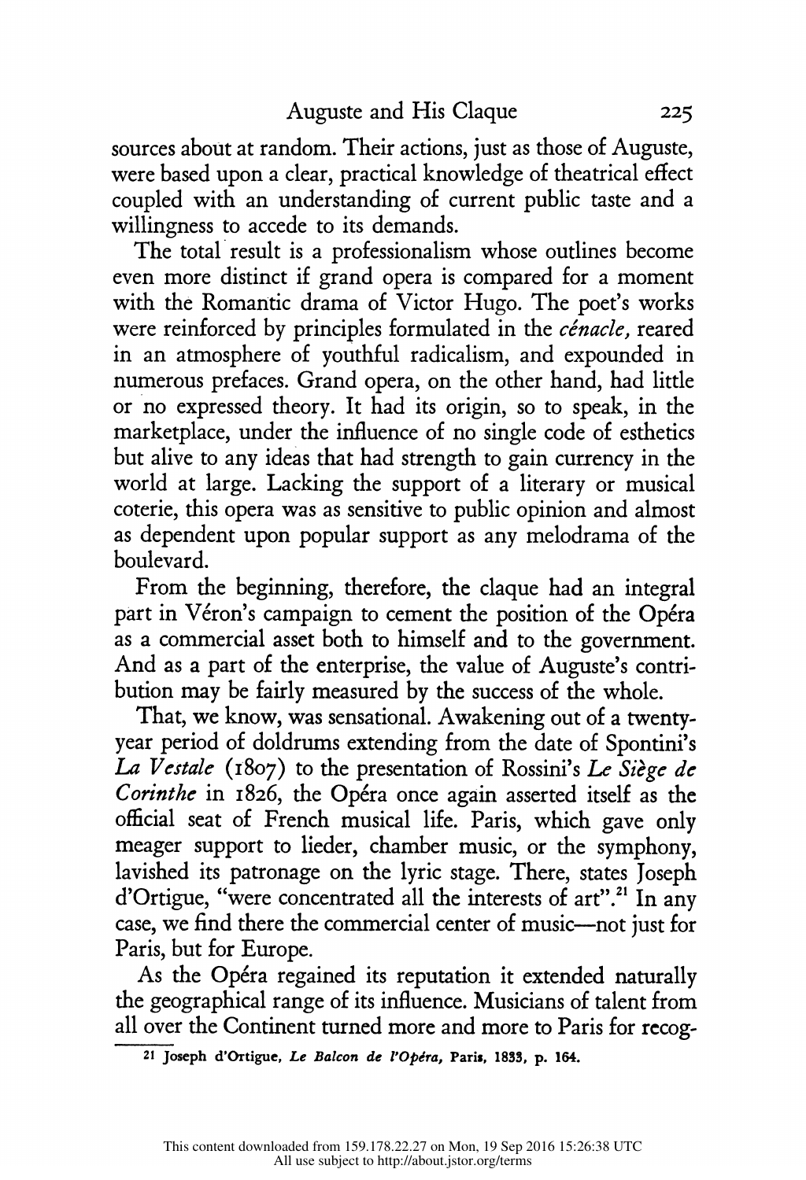sources about at random. Their actions, just as those of Auguste, were based upon a clear, practical knowledge of theatrical effect coupled with an understanding of current public taste and a willingness to accede to its demands.

The total result is a professionalism whose outlines become even more distinct if grand opera is compared for a moment with the Romantic drama of Victor Hugo. The poet's works were reinforced by principles formulated in the *cénacle,* reared in an atmosphere of youthful radicalism, and expounded in numerous prefaces. Grand opera, on the other hand, had little or no expressed theory. It had its origin, so to speak, in the marketplace, under the influence of no single code of esthetics but alive to any ideas that had strength to gain currency in the world at large. Lacking the support of a literary or musical coterie, this opera was as sensitive to public opinion and almost as dependent upon popular support as any melodrama of the boulevard.

From the beginning, therefore, the claque had an integral part in Véron's campaign to cement the position of the Opéra as a commercial asset both to himself and to the government. And as a part of the enterprise, the value of Auguste's contribution may be fairly measured by the success of the whole.

That, we know, was sensational. Awakening out of a twenty-year period of doldrums extending from the date of Spontini's *La Vestale* (1807) to the presentation of Rossini's *Le Siège de Corinthe* in 1826, the Opéra once again asserted itself as the official seat of French musical life. Paris, which gave only meager support to lieder, chamber music, or the symphony, lavished its patronage on the lyric stage. There, states Joseph d'Ortigue, "were concentrated all the interests of art".[21] In any case, we find there the commercial center of music—not just for Paris, but for Europe.

As the Opéra regained its reputation it extended naturally the geographical range of its influence. Musicians of talent from all over the Continent turned more and more to Paris for recog-

[21] Joseph d'Ortigue, *Le Balcon de l'Opéra,* Paris, 1833, p. 164.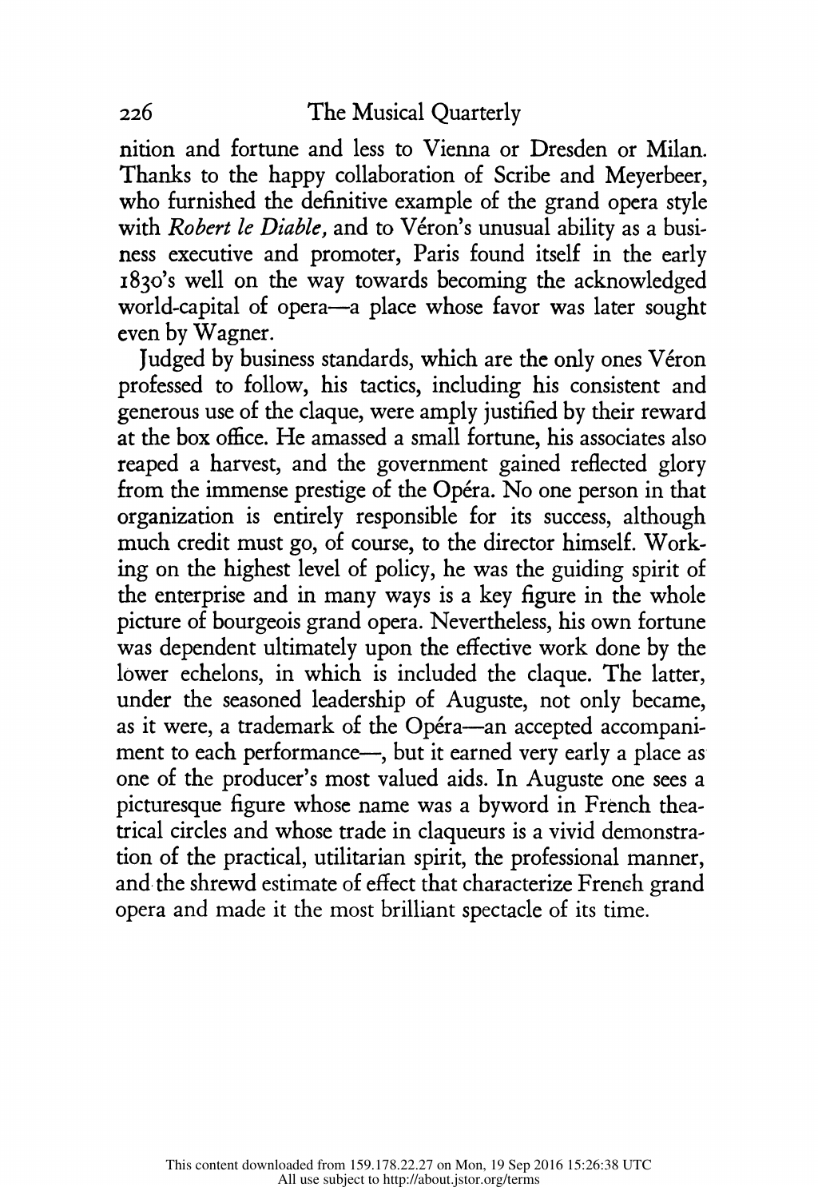nition and fortune and less to Vienna or Dresden or Milan. Thanks to the happy collaboration of Scribe and Meyerbeer, who furnished the definitive example of the grand opera style with *Robert le Diable,* and to Véron's unusual ability as a business executive and promoter, Paris found itself in the early 1830's well on the way towards becoming the acknowledged world-capital of opera—a place whose favor was later sought even by Wagner.

Judged by business standards, which are the only ones Véron professed to follow, his tactics, including his consistent and generous use of the claque, were amply justified by their reward at the box office. He amassed a small fortune, his associates also reaped a harvest, and the government gained reflected glory from the immense prestige of the Opéra. No one person in that organization is entirely responsible for its success, although much credit must go, of course, to the director himself. Working on the highest level of policy, he was the guiding spirit of the enterprise and in many ways is a key figure in the whole picture of bourgeois grand opera. Nevertheless, his own fortune was dependent ultimately upon the effective work done by the lower echelons, in which is included the claque. The latter, under the seasoned leadership of Auguste, not only became, as it were, a trademark of the Opéra—an accepted accompaniment to each performance—, but it earned very early a place as one of the producer's most valued aids. In Auguste one sees a picturesque figure whose name was a byword in French theatrical circles and whose trade in claqueurs is a vivid demonstration of the practical, utilitarian spirit, the professional manner, and the shrewd estimate of effect that characterize French grand opera and made it the most brilliant spectacle of its time.